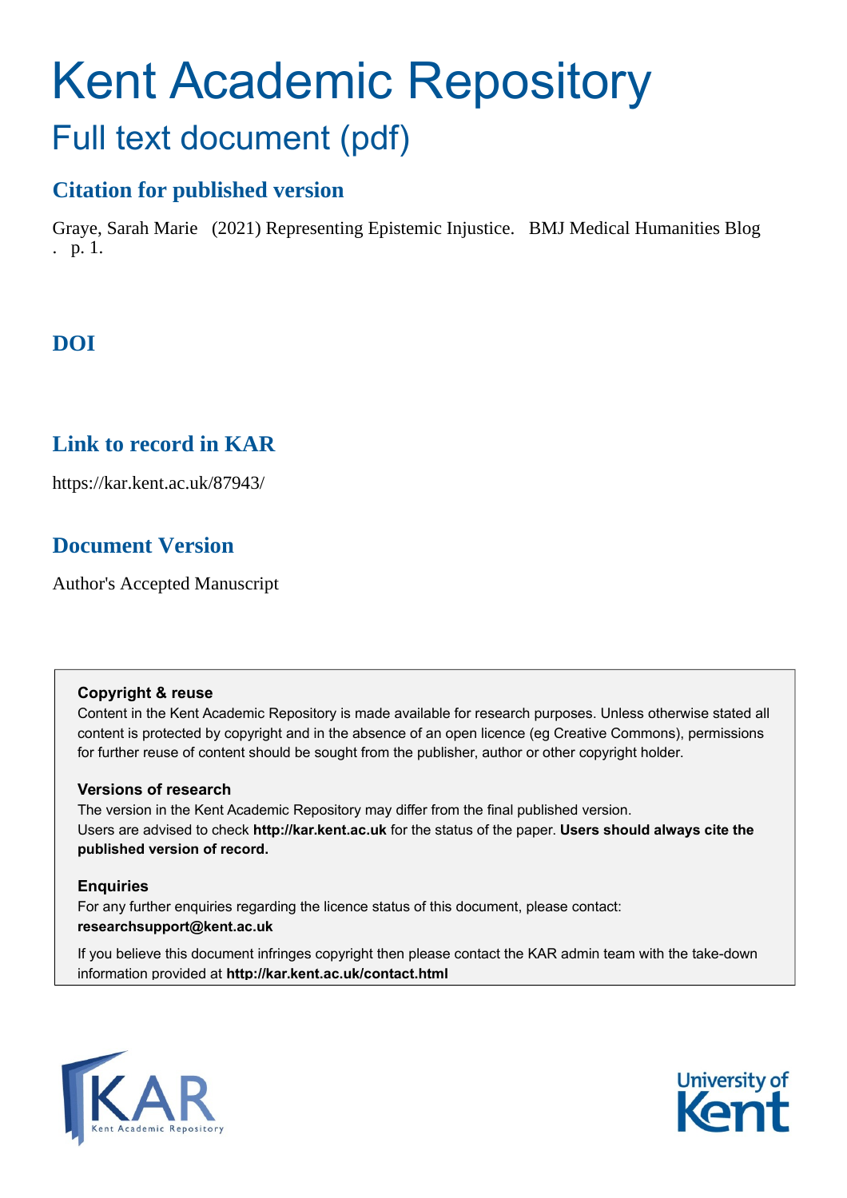# Kent Academic Repository

## Full text document (pdf)

### Citation for published version

Graye, Sarah Marie (2021) Representing Epistemic Injustice. BMJ Medical Humanities Blog . p. 1.

### DOI

### Link to record in KAR

https://kar.kent.ac.uk/87943/

### Document Version

Author's Accepted Manuscript

**Copyright & reuse**

Content in the Kent Academic Repository is made available for research purposes. Unless otherwise stated all content is protected by copyright and in the absence of an open licence (eg Creative Commons), permissions for further reuse of content should be sought from the publisher, author or other copyright holder.

**Versions of research**

The version in the Kent Academic Repository may differ from the final published version.
Users are advised to check **http://kar.kent.ac.uk** for the status of the paper. **Users should always cite the published version of record.**

**Enquiries**

For any further enquiries regarding the licence status of this document, please contact:
**researchsupport@kent.ac.uk**

If you believe this document infringes copyright then please contact the KAR admin team with the take-down information provided at **http://kar.kent.ac.uk/contact.html**

KAR Kent Academic Repository

University of Kent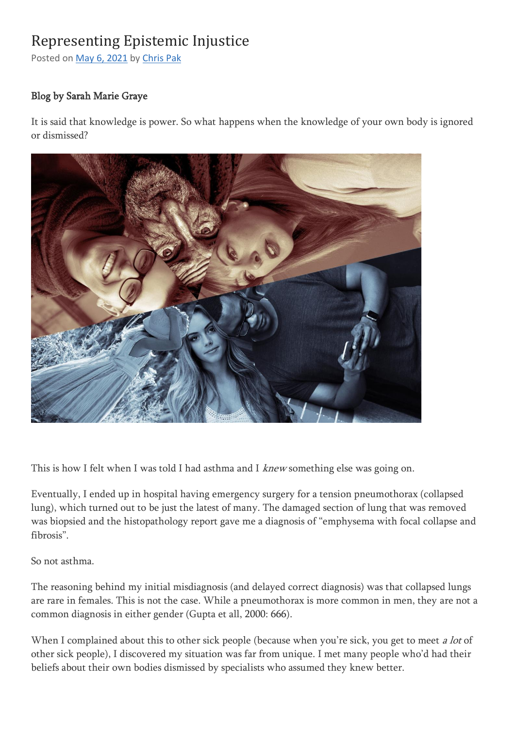# Representing Epistemic Injustice

Posted on May 6, 2021 by Chris Pak

Blog by Sarah Marie Graye

It is said that knowledge is power. So what happens when the knowledge of your own body is ignored or dismissed?

This is how I felt when I was told I had asthma and I *knew* something else was going on.

Eventually, I ended up in hospital having emergency surgery for a tension pneumothorax (collapsed lung), which turned out to be just the latest of many. The damaged section of lung that was removed was biopsied and the histopathology report gave me a diagnosis of "emphysema with focal collapse and fibrosis".

So not asthma.

The reasoning behind my initial misdiagnosis (and delayed correct diagnosis) was that collapsed lungs are rare in females. This is not the case. While a pneumothorax is more common in men, they are not a common diagnosis in either gender (Gupta et all, 2000: 666).

When I complained about this to other sick people (because when you're sick, you get to meet *a lot* of other sick people), I discovered my situation was far from unique. I met many people who'd had their beliefs about their own bodies dismissed by specialists who assumed they knew better.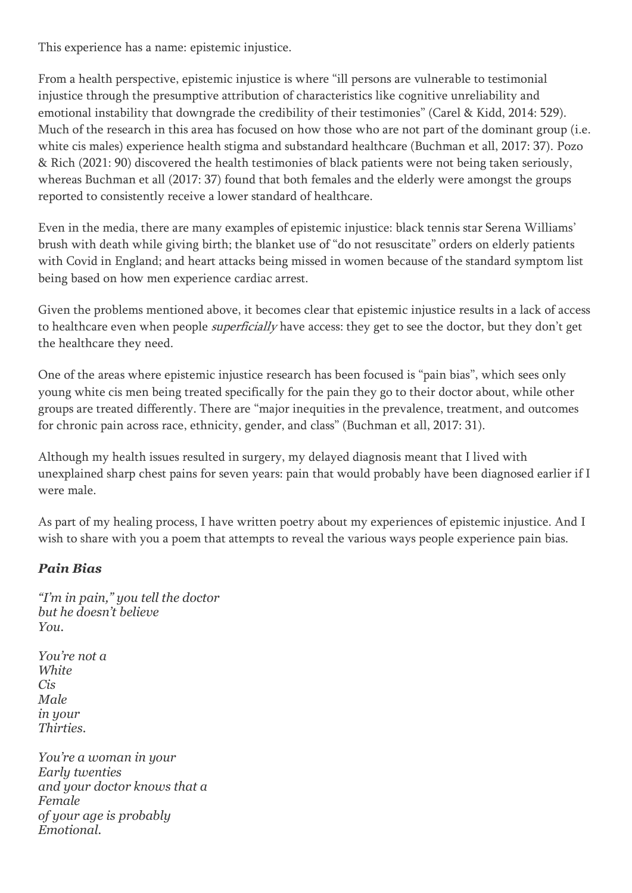This experience has a name: epistemic injustice.

From a health perspective, epistemic injustice is where "ill persons are vulnerable to testimonial injustice through the presumptive attribution of characteristics like cognitive unreliability and emotional instability that downgrade the credibility of their testimonies" (Carel & Kidd, 2014: 529). Much of the research in this area has focused on how those who are not part of the dominant group (i.e. white cis males) experience health stigma and substandard healthcare (Buchman et all, 2017: 37). Pozo & Rich (2021: 90) discovered the health testimonies of black patients were not being taken seriously, whereas Buchman et all (2017: 37) found that both females and the elderly were amongst the groups reported to consistently receive a lower standard of healthcare.

Even in the media, there are many examples of epistemic injustice: black tennis star Serena Williams' brush with death while giving birth; the blanket use of "do not resuscitate" orders on elderly patients with Covid in England; and heart attacks being missed in women because of the standard symptom list being based on how men experience cardiac arrest.

Given the problems mentioned above, it becomes clear that epistemic injustice results in a lack of access to healthcare even when people *superficially* have access: they get to see the doctor, but they don't get the healthcare they need.

One of the areas where epistemic injustice research has been focused is "pain bias", which sees only young white cis men being treated specifically for the pain they go to their doctor about, while other groups are treated differently. There are "major inequities in the prevalence, treatment, and outcomes for chronic pain across race, ethnicity, gender, and class" (Buchman et all, 2017: 31).

Although my health issues resulted in surgery, my delayed diagnosis meant that I lived with unexplained sharp chest pains for seven years: pain that would probably have been diagnosed earlier if I were male.

As part of my healing process, I have written poetry about my experiences of epistemic injustice. And I wish to share with you a poem that attempts to reveal the various ways people experience pain bias.

### *Pain Bias*

*"I'm in pain," you tell the doctor*  
*but he doesn't believe*  
*You.*

*You're not a*  
*White*  
*Cis*  
*Male*  
*in your*  
*Thirties.*

*You're a woman in your*  
*Early twenties*  
*and your doctor knows that a*  
*Female*  
*of your age is probably*  
*Emotional.*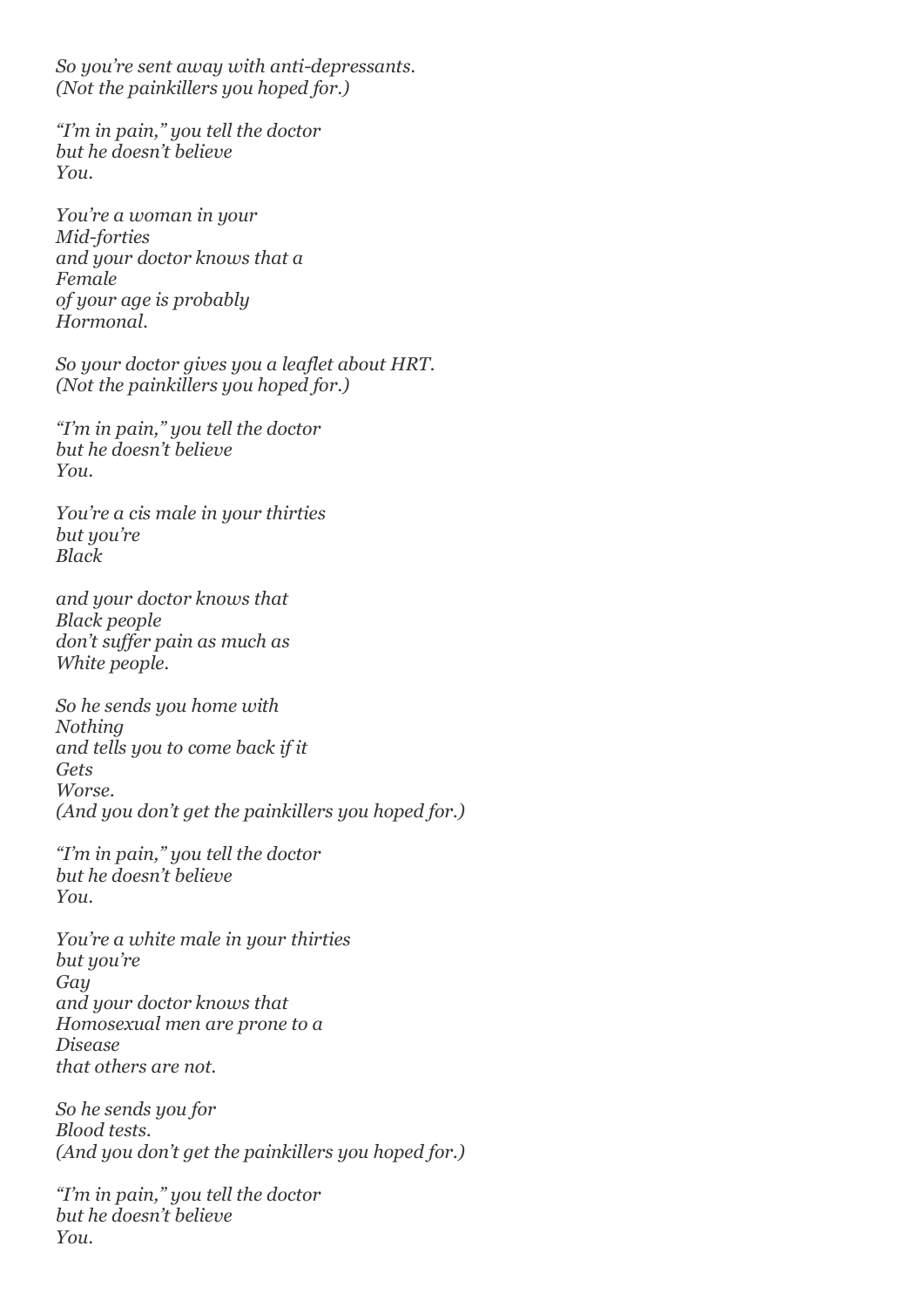*So you're sent away with anti-depressants.*
*(Not the painkillers you hoped for.)*

*"I'm in pain," you tell the doctor*
*but he doesn't believe*
*You.*

*You're a woman in your*
*Mid-forties*
*and your doctor knows that a*
*Female*
*of your age is probably*
*Hormonal.*

*So your doctor gives you a leaflet about HRT.*
*(Not the painkillers you hoped for.)*

*"I'm in pain," you tell the doctor*
*but he doesn't believe*
*You.*

*You're a cis male in your thirties*
*but you're*
*Black*

*and your doctor knows that*
*Black people*
*don't suffer pain as much as*
*White people.*

*So he sends you home with*
*Nothing*
*and tells you to come back if it*
*Gets*
*Worse.*
*(And you don't get the painkillers you hoped for.)*

*"I'm in pain," you tell the doctor*
*but he doesn't believe*
*You.*

*You're a white male in your thirties*
*but you're*
*Gay*
*and your doctor knows that*
*Homosexual men are prone to a*
*Disease*
*that others are not.*

*So he sends you for*
*Blood tests.*
*(And you don't get the painkillers you hoped for.)*

*"I'm in pain," you tell the doctor*
*but he doesn't believe*
*You.*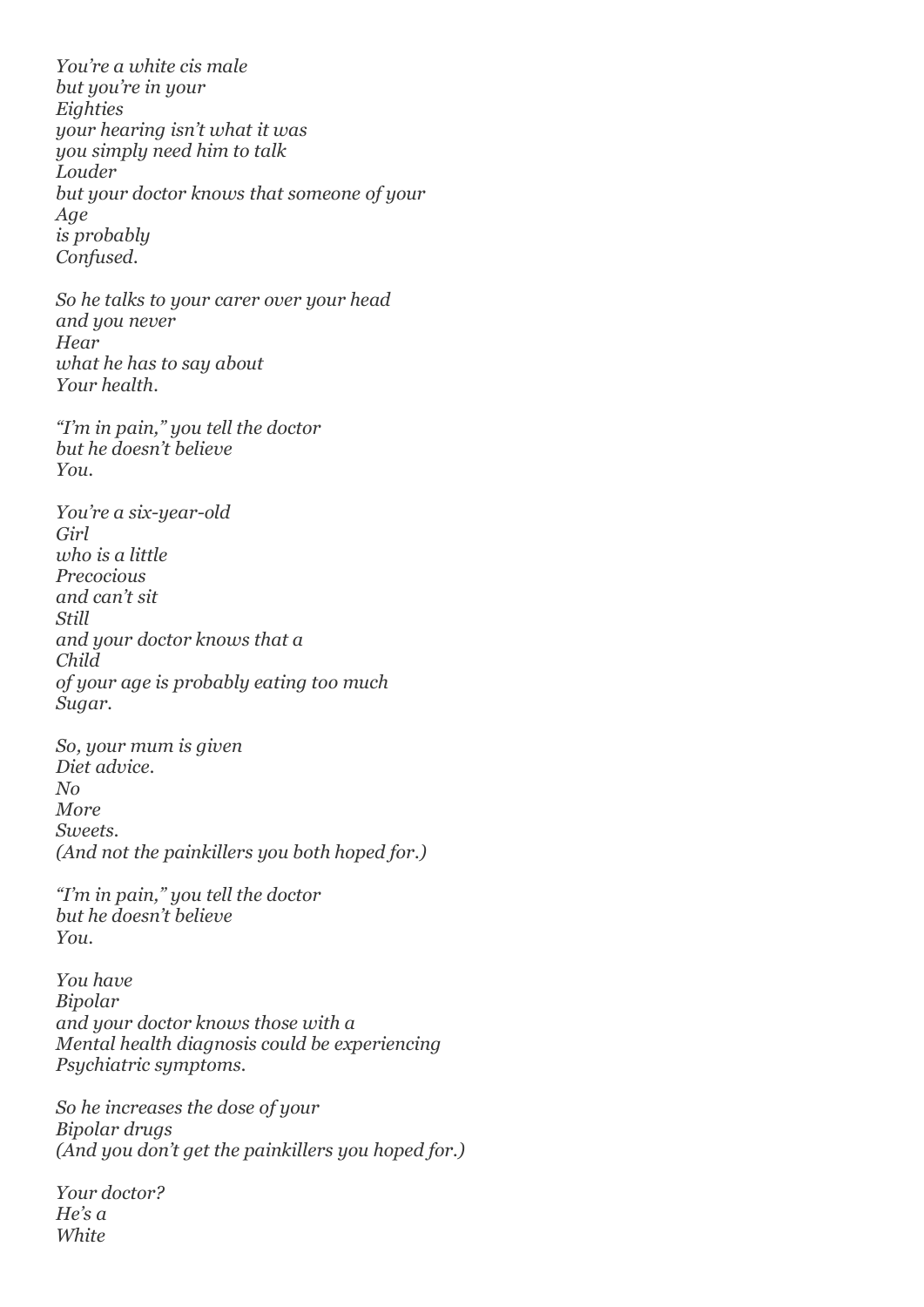*You're a white cis male*
*but you're in your*
*Eighties*
*your hearing isn't what it was*
*you simply need him to talk*
*Louder*
*but your doctor knows that someone of your*
*Age*
*is probably*
*Confused.*

*So he talks to your carer over your head*
*and you never*
*Hear*
*what he has to say about*
*Your health.*

*"I'm in pain," you tell the doctor*
*but he doesn't believe*
*You.*

*You're a six-year-old*
*Girl*
*who is a little*
*Precocious*
*and can't sit*
*Still*
*and your doctor knows that a*
*Child*
*of your age is probably eating too much*
*Sugar.*

*So, your mum is given*
*Diet advice.*
*No*
*More*
*Sweets.*
*(And not the painkillers you both hoped for.)*

*"I'm in pain," you tell the doctor*
*but he doesn't believe*
*You.*

*You have*
*Bipolar*
*and your doctor knows those with a*
*Mental health diagnosis could be experiencing*
*Psychiatric symptoms.*

*So he increases the dose of your*
*Bipolar drugs*
*(And you don't get the painkillers you hoped for.)*

*Your doctor?*
*He's a*
*White*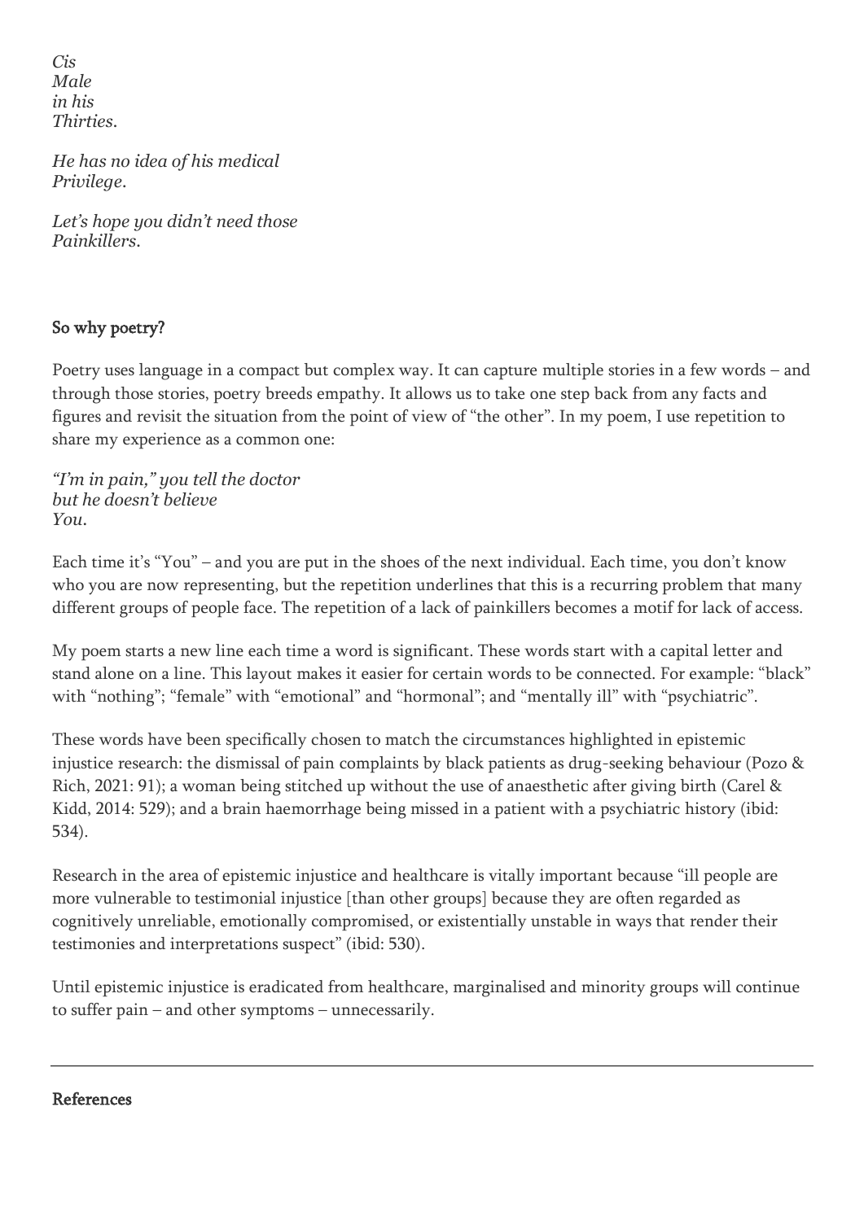*Cis*
*Male*
*in his*
*Thirties.*

*He has no idea of his medical*
*Privilege.*

*Let's hope you didn't need those*
*Painkillers.*

## So why poetry?

Poetry uses language in a compact but complex way. It can capture multiple stories in a few words – and through those stories, poetry breeds empathy. It allows us to take one step back from any facts and figures and revisit the situation from the point of view of "the other". In my poem, I use repetition to share my experience as a common one:

*"I'm in pain," you tell the doctor*
*but he doesn't believe*
*You.*

Each time it's "You" – and you are put in the shoes of the next individual. Each time, you don't know who you are now representing, but the repetition underlines that this is a recurring problem that many different groups of people face. The repetition of a lack of painkillers becomes a motif for lack of access.

My poem starts a new line each time a word is significant. These words start with a capital letter and stand alone on a line. This layout makes it easier for certain words to be connected. For example: "black" with "nothing"; "female" with "emotional" and "hormonal"; and "mentally ill" with "psychiatric".

These words have been specifically chosen to match the circumstances highlighted in epistemic injustice research: the dismissal of pain complaints by black patients as drug-seeking behaviour (Pozo & Rich, 2021: 91); a woman being stitched up without the use of anaesthetic after giving birth (Carel & Kidd, 2014: 529); and a brain haemorrhage being missed in a patient with a psychiatric history (ibid: 534).

Research in the area of epistemic injustice and healthcare is vitally important because "ill people are more vulnerable to testimonial injustice [than other groups] because they are often regarded as cognitively unreliable, emotionally compromised, or existentially unstable in ways that render their testimonies and interpretations suspect" (ibid: 530).

Until epistemic injustice is eradicated from healthcare, marginalised and minority groups will continue to suffer pain – and other symptoms – unnecessarily.

---

## References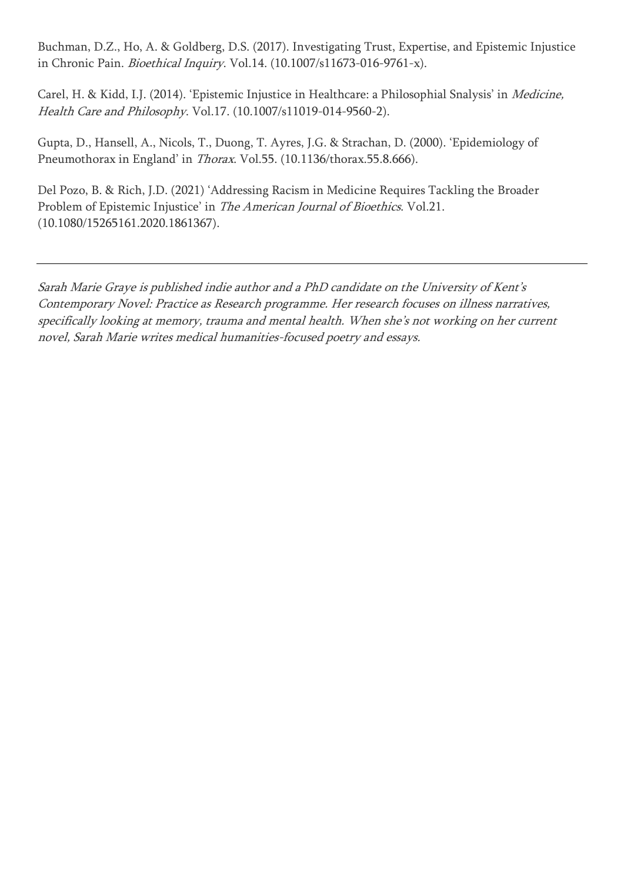Buchman, D.Z., Ho, A. & Goldberg, D.S. (2017). Investigating Trust, Expertise, and Epistemic Injustice in Chronic Pain. *Bioethical Inquiry*. Vol.14. (10.1007/s11673-016-9761-x).

Carel, H. & Kidd, I.J. (2014). 'Epistemic Injustice in Healthcare: a Philosophial Snalysis' in *Medicine, Health Care and Philosophy*. Vol.17. (10.1007/s11019-014-9560-2).

Gupta, D., Hansell, A., Nicols, T., Duong, T. Ayres, J.G. & Strachan, D. (2000). 'Epidemiology of Pneumothorax in England' in *Thorax*. Vol.55. (10.1136/thorax.55.8.666).

Del Pozo, B. & Rich, J.D. (2021) 'Addressing Racism in Medicine Requires Tackling the Broader Problem of Epistemic Injustice' in *The American Journal of Bioethics*. Vol.21. (10.1080/15265161.2020.1861367).

---

*Sarah Marie Graye is published indie author and a PhD candidate on the University of Kent's Contemporary Novel: Practice as Research programme. Her research focuses on illness narratives, specifically looking at memory, trauma and mental health. When she's not working on her current novel, Sarah Marie writes medical humanities-focused poetry and essays.*